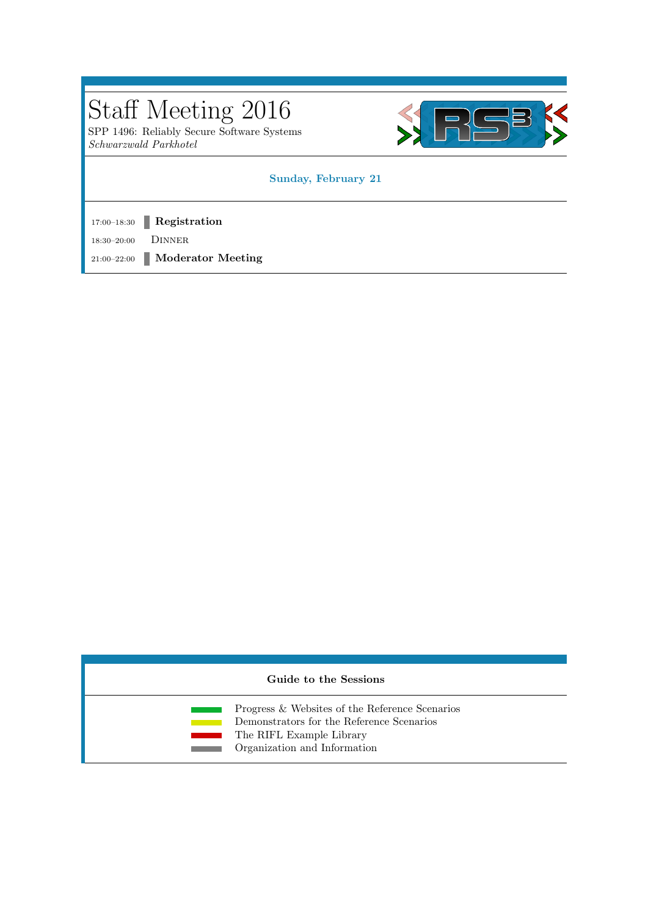# Staff Meeting 2016

SPP 1496: Reliably Secure Software Systems
*Schwarzwald Parkhotel*

## Sunday, February 21

| Time | Session |
| --- | --- |
| 17:00–18:30 | **Registration** |
| 18:30–20:00 | Dinner |
| 21:00–22:00 | **Moderator Meeting** |

## Guide to the Sessions

- Progress & Websites of the Reference Scenarios
- Demonstrators for the Reference Scenarios
- The RIFL Example Library
- Organization and Information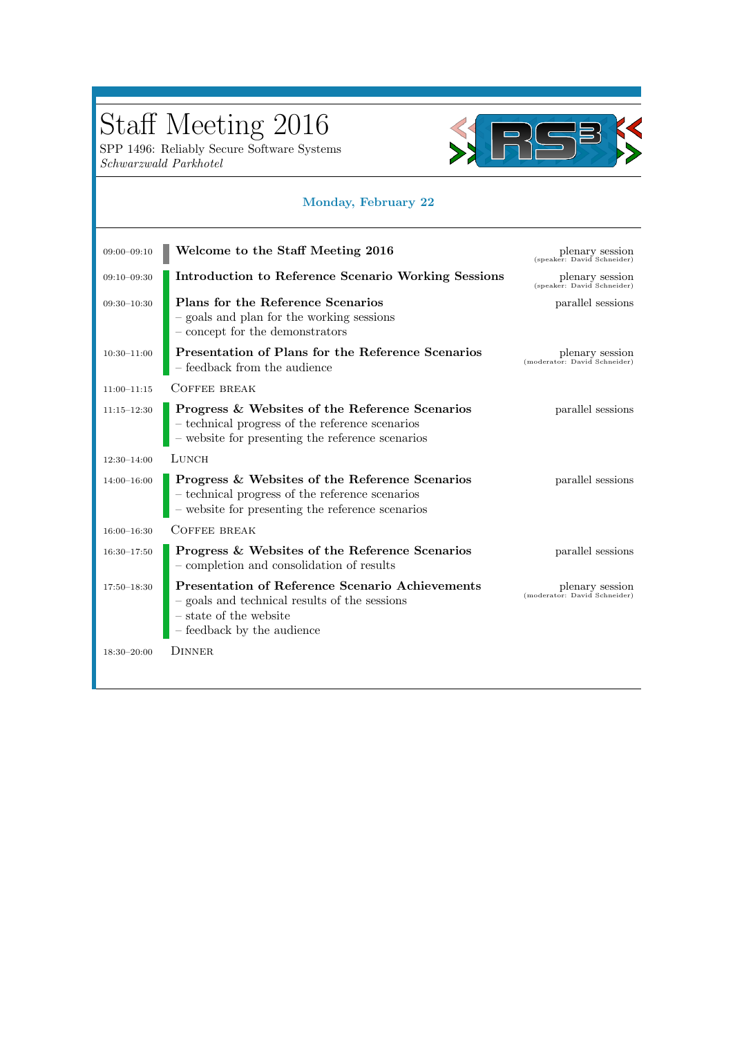# Staff Meeting 2016

SPP 1496: Reliably Secure Software Systems
*Schwarzwald Parkhotel*

## Monday, February 22

| Time | Session | Type |
|---|---|---|
| 09:00–09:10 | **Welcome to the Staff Meeting 2016** | plenary session (speaker: David Schneider) |
| 09:10–09:30 | **Introduction to Reference Scenario Working Sessions** | plenary session (speaker: David Schneider) |
| 09:30–10:30 | **Plans for the Reference Scenarios**<br>– goals and plan for the working sessions<br>– concept for the demonstrators | parallel sessions |
| 10:30–11:00 | **Presentation of Plans for the Reference Scenarios**<br>– feedback from the audience | plenary session (moderator: David Schneider) |
| 11:00–11:15 | Coffee break | |
| 11:15–12:30 | **Progress & Websites of the Reference Scenarios**<br>– technical progress of the reference scenarios<br>– website for presenting the reference scenarios | parallel sessions |
| 12:30–14:00 | Lunch | |
| 14:00–16:00 | **Progress & Websites of the Reference Scenarios**<br>– technical progress of the reference scenarios<br>– website for presenting the reference scenarios | parallel sessions |
| 16:00–16:30 | Coffee break | |
| 16:30–17:50 | **Progress & Websites of the Reference Scenarios**<br>– completion and consolidation of results | parallel sessions |
| 17:50–18:30 | **Presentation of Reference Scenario Achievements**<br>– goals and technical results of the sessions<br>– state of the website<br>– feedback by the audience | plenary session (moderator: David Schneider) |
| 18:30–20:00 | Dinner | |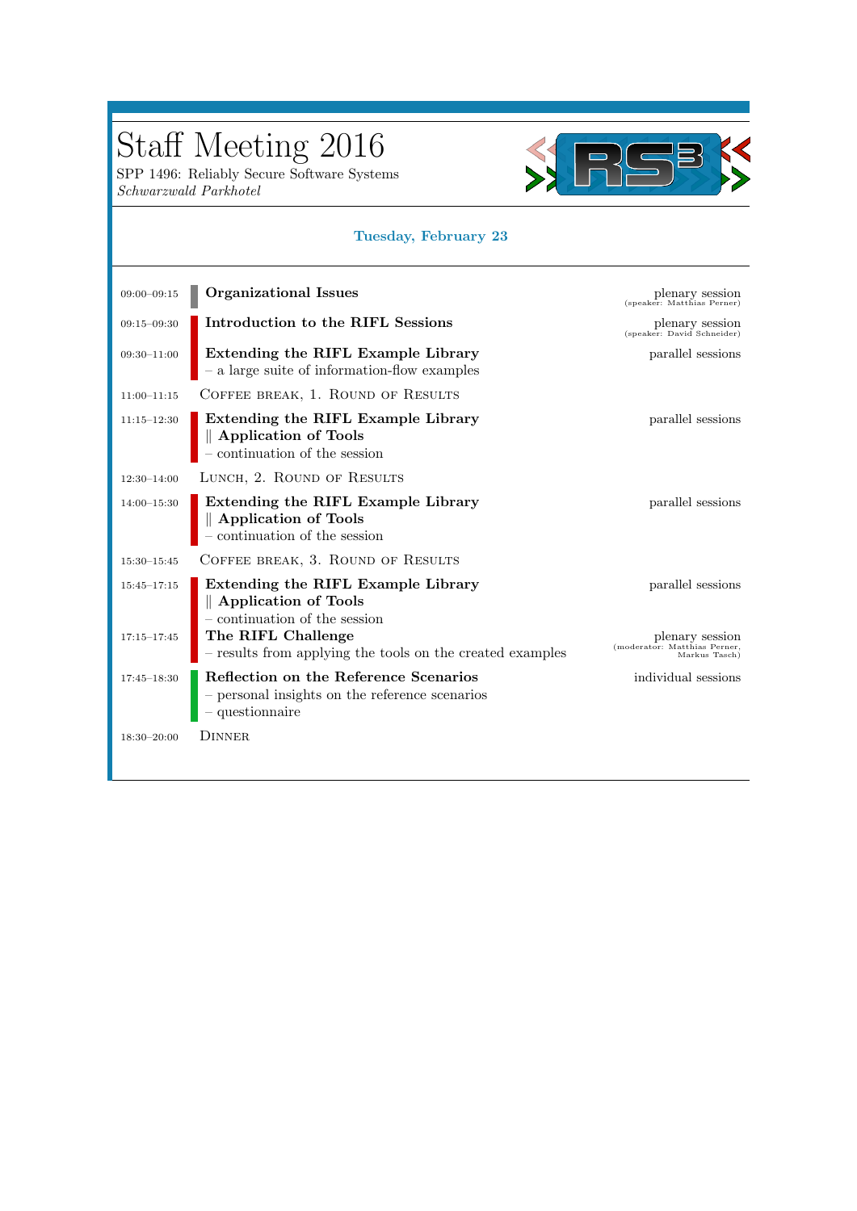# Staff Meeting 2016

SPP 1496: Reliably Secure Software Systems
*Schwarzwald Parkhotel*

## Tuesday, February 23

| Time | Session | Type |
|---|---|---|
| 09:00–09:15 | **Organizational Issues** | plenary session (speaker: Matthias Perner) |
| 09:15–09:30 | **Introduction to the RIFL Sessions** | plenary session (speaker: David Schneider) |
| 09:30–11:00 | **Extending the RIFL Example Library** – a large suite of information-flow examples | parallel sessions |
| 11:00–11:15 | Coffee break, 1. Round of Results | |
| 11:15–12:30 | **Extending the RIFL Example Library** ‖ **Application of Tools** – continuation of the session | parallel sessions |
| 12:30–14:00 | Lunch, 2. Round of Results | |
| 14:00–15:30 | **Extending the RIFL Example Library** ‖ **Application of Tools** – continuation of the session | parallel sessions |
| 15:30–15:45 | Coffee break, 3. Round of Results | |
| 15:45–17:15 | **Extending the RIFL Example Library** ‖ **Application of Tools** – continuation of the session | parallel sessions |
| 17:15–17:45 | **The RIFL Challenge** – results from applying the tools on the created examples | plenary session (moderator: Matthias Perner, Markus Tasch) |
| 17:45–18:30 | **Reflection on the Reference Scenarios** – personal insights on the reference scenarios – questionnaire | individual sessions |
| 18:30–20:00 | Dinner | |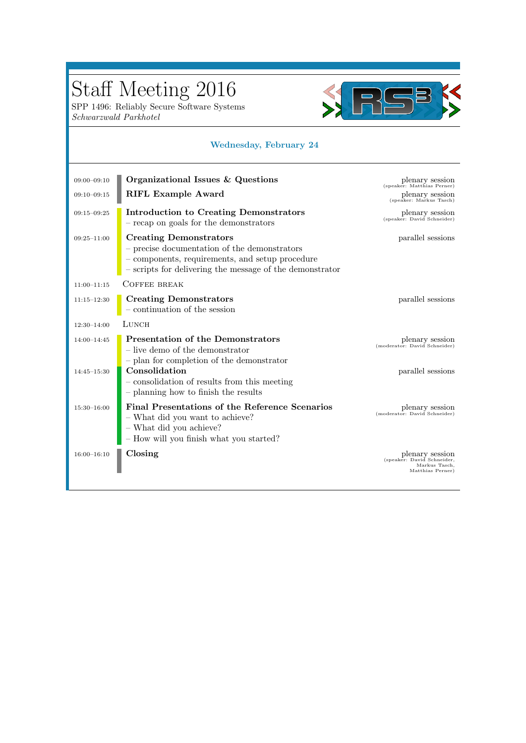# Staff Meeting 2016

SPP 1496: Reliably Secure Software Systems
*Schwarzwald Parkhotel*

## Wednesday, February 24

| | | |
|---|---|---|
| 09:00–09:10 | **Organizational Issues & Questions** | plenary session (speaker: Matthias Perner) |
| 09:10–09:15 | **RIFL Example Award** | plenary session (speaker: Markus Tasch) |
| 09:15–09:25 | **Introduction to Creating Demonstrators**<br>– recap on goals for the demonstrators | plenary session (speaker: David Schneider) |
| 09:25–11:00 | **Creating Demonstrators**<br>– precise documentation of the demonstrators<br>– components, requirements, and setup procedure<br>– scripts for delivering the message of the demonstrator | parallel sessions |
| 11:00–11:15 | Coffee break | |
| 11:15–12:30 | **Creating Demonstrators**<br>– continuation of the session | parallel sessions |
| 12:30–14:00 | Lunch | |
| 14:00–14:45 | **Presentation of the Demonstrators**<br>– live demo of the demonstrator<br>– plan for completion of the demonstrator | plenary session (moderator: David Schneider) |
| 14:45–15:30 | **Consolidation**<br>– consolidation of results from this meeting<br>– planning how to finish the results | parallel sessions |
| 15:30–16:00 | **Final Presentations of the Reference Scenarios**<br>– What did you want to achieve?<br>– What did you achieve?<br>– How will you finish what you started? | plenary session (moderator: David Schneider) |
| 16:00–16:10 | **Closing** | plenary session (speaker: David Schneider, Markus Tasch, Matthias Perner) |